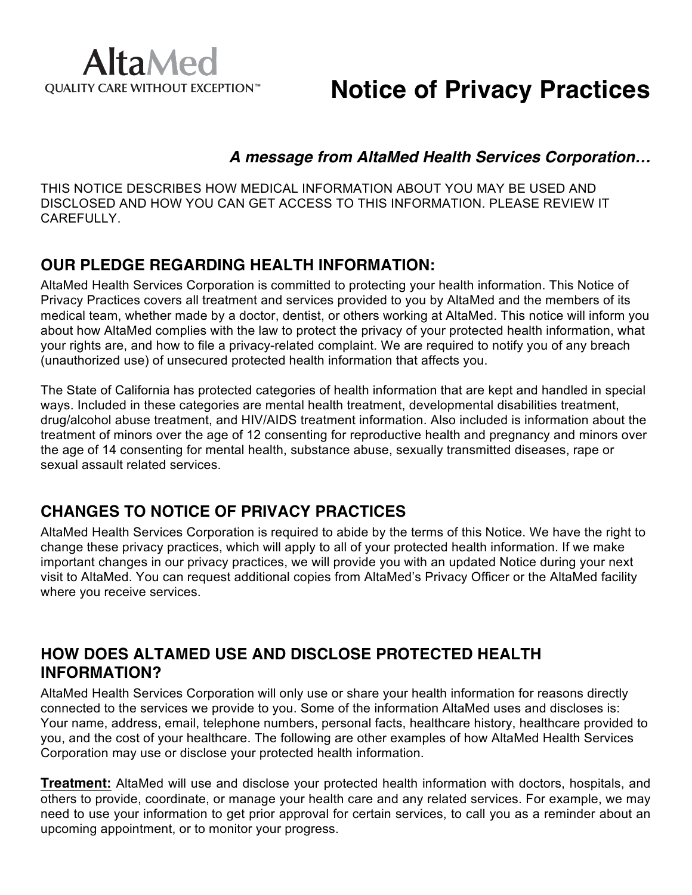AltaMed
QUALITY CARE WITHOUT EXCEPTION™

# Notice of Privacy Practices

***A message from AltaMed Health Services Corporation…***

THIS NOTICE DESCRIBES HOW MEDICAL INFORMATION ABOUT YOU MAY BE USED AND DISCLOSED AND HOW YOU CAN GET ACCESS TO THIS INFORMATION. PLEASE REVIEW IT CAREFULLY.

## OUR PLEDGE REGARDING HEALTH INFORMATION:

AltaMed Health Services Corporation is committed to protecting your health information. This Notice of Privacy Practices covers all treatment and services provided to you by AltaMed and the members of its medical team, whether made by a doctor, dentist, or others working at AltaMed. This notice will inform you about how AltaMed complies with the law to protect the privacy of your protected health information, what your rights are, and how to file a privacy-related complaint. We are required to notify you of any breach (unauthorized use) of unsecured protected health information that affects you.

The State of California has protected categories of health information that are kept and handled in special ways. Included in these categories are mental health treatment, developmental disabilities treatment, drug/alcohol abuse treatment, and HIV/AIDS treatment information. Also included is information about the treatment of minors over the age of 12 consenting for reproductive health and pregnancy and minors over the age of 14 consenting for mental health, substance abuse, sexually transmitted diseases, rape or sexual assault related services.

## CHANGES TO NOTICE OF PRIVACY PRACTICES

AltaMed Health Services Corporation is required to abide by the terms of this Notice. We have the right to change these privacy practices, which will apply to all of your protected health information. If we make important changes in our privacy practices, we will provide you with an updated Notice during your next visit to AltaMed. You can request additional copies from AltaMed's Privacy Officer or the AltaMed facility where you receive services.

## HOW DOES ALTAMED USE AND DISCLOSE PROTECTED HEALTH INFORMATION?

AltaMed Health Services Corporation will only use or share your health information for reasons directly connected to the services we provide to you. Some of the information AltaMed uses and discloses is: Your name, address, email, telephone numbers, personal facts, healthcare history, healthcare provided to you, and the cost of your healthcare. The following are other examples of how AltaMed Health Services Corporation may use or disclose your protected health information.

**Treatment:** AltaMed will use and disclose your protected health information with doctors, hospitals, and others to provide, coordinate, or manage your health care and any related services. For example, we may need to use your information to get prior approval for certain services, to call you as a reminder about an upcoming appointment, or to monitor your progress.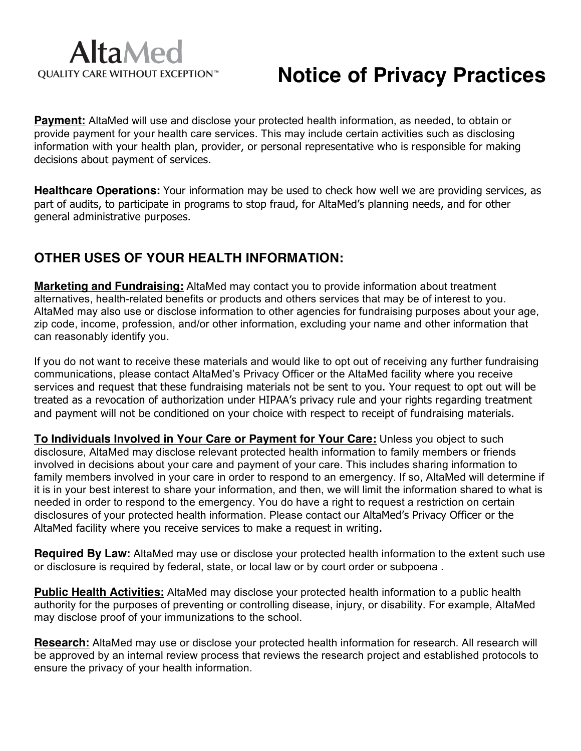**Payment:** AltaMed will use and disclose your protected health information, as needed, to obtain or provide payment for your health care services. This may include certain activities such as disclosing information with your health plan, provider, or personal representative who is responsible for making decisions about payment of services.

**Healthcare Operations:** Your information may be used to check how well we are providing services, as part of audits, to participate in programs to stop fraud, for AltaMed's planning needs, and for other general administrative purposes.

## OTHER USES OF YOUR HEALTH INFORMATION:

**Marketing and Fundraising:** AltaMed may contact you to provide information about treatment alternatives, health-related benefits or products and others services that may be of interest to you. AltaMed may also use or disclose information to other agencies for fundraising purposes about your age, zip code, income, profession, and/or other information, excluding your name and other information that can reasonably identify you.

If you do not want to receive these materials and would like to opt out of receiving any further fundraising communications, please contact AltaMed's Privacy Officer or the AltaMed facility where you receive services and request that these fundraising materials not be sent to you. Your request to opt out will be treated as a revocation of authorization under HIPAA's privacy rule and your rights regarding treatment and payment will not be conditioned on your choice with respect to receipt of fundraising materials.

**To Individuals Involved in Your Care or Payment for Your Care:** Unless you object to such disclosure, AltaMed may disclose relevant protected health information to family members or friends involved in decisions about your care and payment of your care. This includes sharing information to family members involved in your care in order to respond to an emergency. If so, AltaMed will determine if it is in your best interest to share your information, and then, we will limit the information shared to what is needed in order to respond to the emergency. You do have a right to request a restriction on certain disclosures of your protected health information. Please contact our AltaMed's Privacy Officer or the AltaMed facility where you receive services to make a request in writing.

**Required By Law:** AltaMed may use or disclose your protected health information to the extent such use or disclosure is required by federal, state, or local law or by court order or subpoena .

**Public Health Activities:** AltaMed may disclose your protected health information to a public health authority for the purposes of preventing or controlling disease, injury, or disability. For example, AltaMed may disclose proof of your immunizations to the school.

**Research:** AltaMed may use or disclose your protected health information for research. All research will be approved by an internal review process that reviews the research project and established protocols to ensure the privacy of your health information.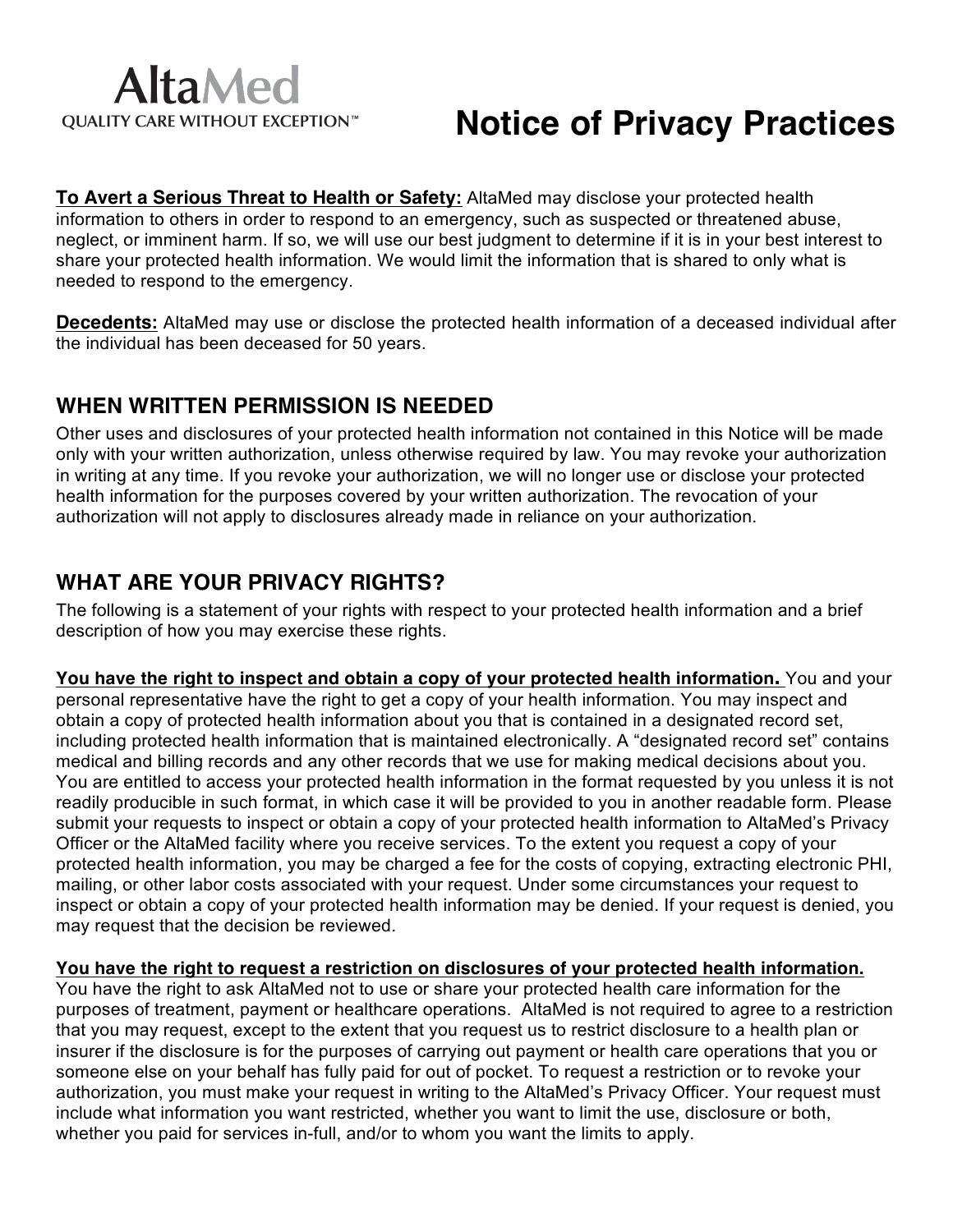**To Avert a Serious Threat to Health or Safety:** AltaMed may disclose your protected health information to others in order to respond to an emergency, such as suspected or threatened abuse, neglect, or imminent harm. If so, we will use our best judgment to determine if it is in your best interest to share your protected health information. We would limit the information that is shared to only what is needed to respond to the emergency.

**Decedents:** AltaMed may use or disclose the protected health information of a deceased individual after the individual has been deceased for 50 years.

## WHEN WRITTEN PERMISSION IS NEEDED

Other uses and disclosures of your protected health information not contained in this Notice will be made only with your written authorization, unless otherwise required by law. You may revoke your authorization in writing at any time. If you revoke your authorization, we will no longer use or disclose your protected health information for the purposes covered by your written authorization. The revocation of your authorization will not apply to disclosures already made in reliance on your authorization.

## WHAT ARE YOUR PRIVACY RIGHTS?

The following is a statement of your rights with respect to your protected health information and a brief description of how you may exercise these rights.

**You have the right to inspect and obtain a copy of your protected health information.** You and your personal representative have the right to get a copy of your health information. You may inspect and obtain a copy of protected health information about you that is contained in a designated record set, including protected health information that is maintained electronically. A "designated record set" contains medical and billing records and any other records that we use for making medical decisions about you. You are entitled to access your protected health information in the format requested by you unless it is not readily producible in such format, in which case it will be provided to you in another readable form. Please submit your requests to inspect or obtain a copy of your protected health information to AltaMed's Privacy Officer or the AltaMed facility where you receive services. To the extent you request a copy of your protected health information, you may be charged a fee for the costs of copying, extracting electronic PHI, mailing, or other labor costs associated with your request. Under some circumstances your request to inspect or obtain a copy of your protected health information may be denied. If your request is denied, you may request that the decision be reviewed.

**You have the right to request a restriction on disclosures of your protected health information.** You have the right to ask AltaMed not to use or share your protected health care information for the purposes of treatment, payment or healthcare operations. AltaMed is not required to agree to a restriction that you may request, except to the extent that you request us to restrict disclosure to a health plan or insurer if the disclosure is for the purposes of carrying out payment or health care operations that you or someone else on your behalf has fully paid for out of pocket. To request a restriction or to revoke your authorization, you must make your request in writing to the AltaMed's Privacy Officer. Your request must include what information you want restricted, whether you want to limit the use, disclosure or both, whether you paid for services in-full, and/or to whom you want the limits to apply.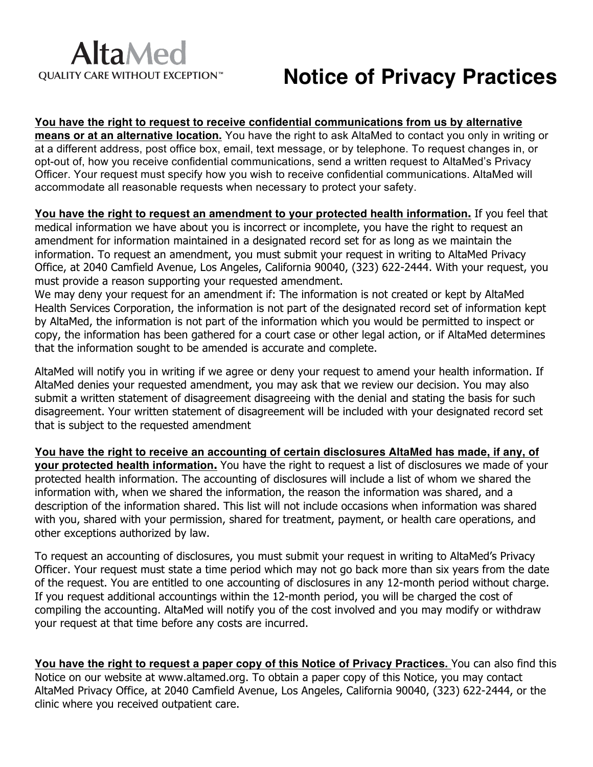AltaMed
QUALITY CARE WITHOUT EXCEPTION™

# Notice of Privacy Practices

**You have the right to request to receive confidential communications from us by alternative means or at an alternative location.** You have the right to ask AltaMed to contact you only in writing or at a different address, post office box, email, text message, or by telephone. To request changes in, or opt-out of, how you receive confidential communications, send a written request to AltaMed's Privacy Officer. Your request must specify how you wish to receive confidential communications. AltaMed will accommodate all reasonable requests when necessary to protect your safety.

**You have the right to request an amendment to your protected health information.** If you feel that medical information we have about you is incorrect or incomplete, you have the right to request an amendment for information maintained in a designated record set for as long as we maintain the information. To request an amendment, you must submit your request in writing to AltaMed Privacy Office, at 2040 Camfield Avenue, Los Angeles, California 90040, (323) 622-2444. With your request, you must provide a reason supporting your requested amendment.
We may deny your request for an amendment if: The information is not created or kept by AltaMed Health Services Corporation, the information is not part of the designated record set of information kept by AltaMed, the information is not part of the information which you would be permitted to inspect or copy, the information has been gathered for a court case or other legal action, or if AltaMed determines that the information sought to be amended is accurate and complete.

AltaMed will notify you in writing if we agree or deny your request to amend your health information. If AltaMed denies your requested amendment, you may ask that we review our decision. You may also submit a written statement of disagreement disagreeing with the denial and stating the basis for such disagreement. Your written statement of disagreement will be included with your designated record set that is subject to the requested amendment

**You have the right to receive an accounting of certain disclosures AltaMed has made, if any, of your protected health information.** You have the right to request a list of disclosures we made of your protected health information. The accounting of disclosures will include a list of whom we shared the information with, when we shared the information, the reason the information was shared, and a description of the information shared. This list will not include occasions when information was shared with you, shared with your permission, shared for treatment, payment, or health care operations, and other exceptions authorized by law.

To request an accounting of disclosures, you must submit your request in writing to AltaMed's Privacy Officer. Your request must state a time period which may not go back more than six years from the date of the request. You are entitled to one accounting of disclosures in any 12-month period without charge. If you request additional accountings within the 12-month period, you will be charged the cost of compiling the accounting. AltaMed will notify you of the cost involved and you may modify or withdraw your request at that time before any costs are incurred.

**You have the right to request a paper copy of this Notice of Privacy Practices.** You can also find this Notice on our website at www.altamed.org. To obtain a paper copy of this Notice, you may contact AltaMed Privacy Office, at 2040 Camfield Avenue, Los Angeles, California 90040, (323) 622-2444, or the clinic where you received outpatient care.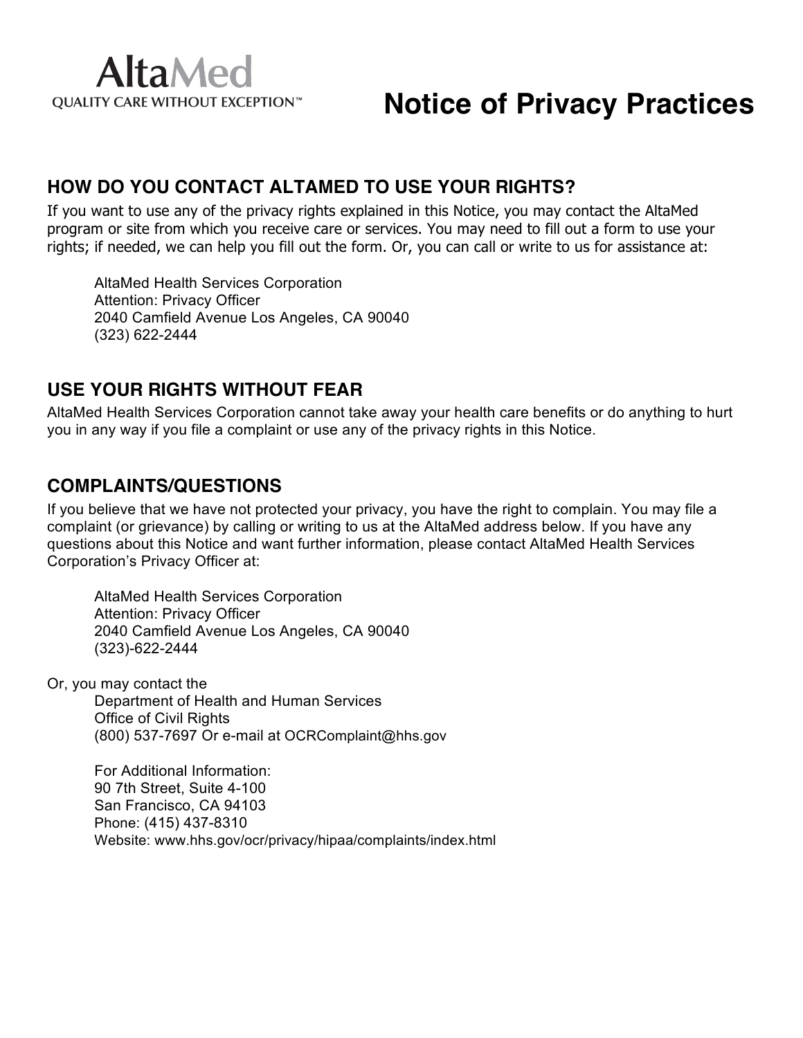AltaMed
QUALITY CARE WITHOUT EXCEPTION™

# Notice of Privacy Practices

## HOW DO YOU CONTACT ALTAMED TO USE YOUR RIGHTS?

If you want to use any of the privacy rights explained in this Notice, you may contact the AltaMed program or site from which you receive care or services. You may need to fill out a form to use your rights; if needed, we can help you fill out the form. Or, you can call or write to us for assistance at:

AltaMed Health Services Corporation
Attention: Privacy Officer
2040 Camfield Avenue Los Angeles, CA 90040
(323) 622-2444

## USE YOUR RIGHTS WITHOUT FEAR

AltaMed Health Services Corporation cannot take away your health care benefits or do anything to hurt you in any way if you file a complaint or use any of the privacy rights in this Notice.

## COMPLAINTS/QUESTIONS

If you believe that we have not protected your privacy, you have the right to complain. You may file a complaint (or grievance) by calling or writing to us at the AltaMed address below. If you have any questions about this Notice and want further information, please contact AltaMed Health Services Corporation's Privacy Officer at:

AltaMed Health Services Corporation
Attention: Privacy Officer
2040 Camfield Avenue Los Angeles, CA 90040
(323)-622-2444

Or, you may contact the
Department of Health and Human Services
Office of Civil Rights
(800) 537-7697 Or e-mail at OCRComplaint@hhs.gov

For Additional Information:
90 7th Street, Suite 4-100
San Francisco, CA 94103
Phone: (415) 437-8310
Website: www.hhs.gov/ocr/privacy/hipaa/complaints/index.html